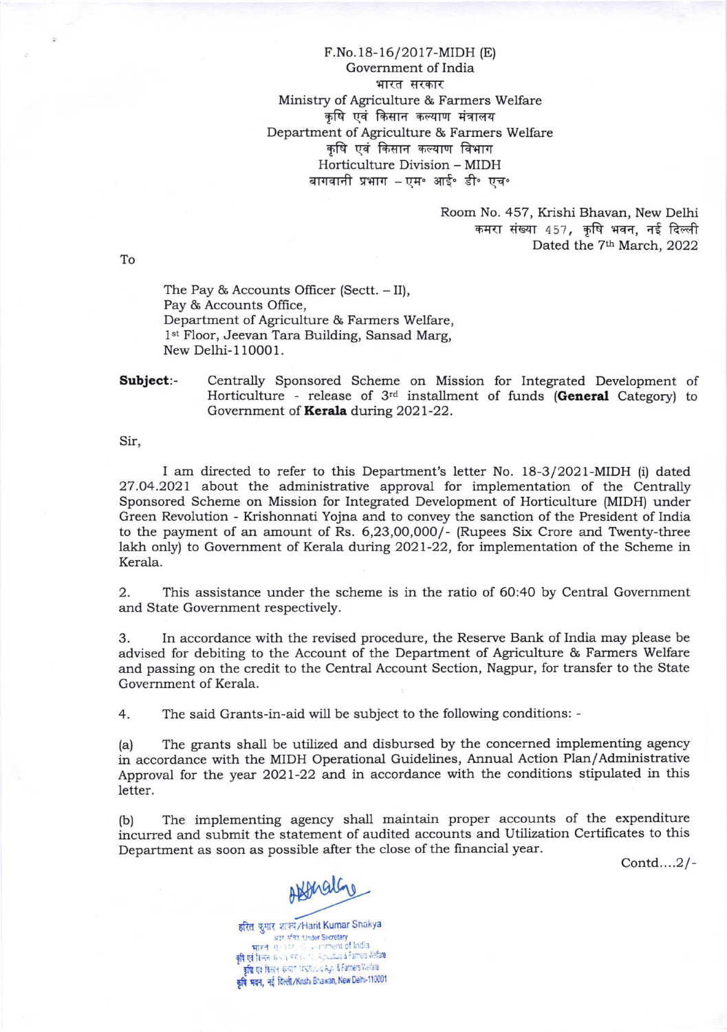F.No.18-16/2017-MIDH (E)
Government of India
भारत सरकार
Ministry of Agriculture & Farmers Welfare
कृषि एवं किसान कल्याण मंत्रालय
Department of Agriculture & Farmers Welfare
कृषि एवं किसान कल्याण विभाग
Horticulture Division – MIDH
बागवानी प्रभाग – एम॰ आई॰ डी॰ एच॰

Room No. 457, Krishi Bhavan, New Delhi
कमरा संख्या 457, कृषि भवन, नई दिल्ली
Dated the 7th March, 2022

To

The Pay & Accounts Officer (Sectt. – II),
Pay & Accounts Office,
Department of Agriculture & Farmers Welfare,
1st Floor, Jeevan Tara Building, Sansad Marg,
New Delhi-110001.

**Subject**:- Centrally Sponsored Scheme on Mission for Integrated Development of Horticulture - release of 3rd installment of funds (**General** Category) to Government of **Kerala** during 2021-22.

Sir,

I am directed to refer to this Department's letter No. 18-3/2021-MIDH (i) dated 27.04.2021 about the administrative approval for implementation of the Centrally Sponsored Scheme on Mission for Integrated Development of Horticulture (MIDH) under Green Revolution - Krishonnati Yojna and to convey the sanction of the President of India to the payment of an amount of Rs. 6,23,00,000/- (Rupees Six Crore and Twenty-three lakh only) to Government of Kerala during 2021-22, for implementation of the Scheme in Kerala.

2. This assistance under the scheme is in the ratio of 60:40 by Central Government and State Government respectively.

3. In accordance with the revised procedure, the Reserve Bank of India may please be advised for debiting to the Account of the Department of Agriculture & Farmers Welfare and passing on the credit to the Central Account Section, Nagpur, for transfer to the State Government of Kerala.

4. The said Grants-in-aid will be subject to the following conditions: -

(a) The grants shall be utilized and disbursed by the concerned implementing agency in accordance with the MIDH Operational Guidelines, Annual Action Plan/Administrative Approval for the year 2021-22 and in accordance with the conditions stipulated in this letter.

(b) The implementing agency shall maintain proper accounts of the expenditure incurred and submit the statement of audited accounts and Utilization Certificates to this Department as soon as possible after the close of the financial year.

Contd....2/-

हरित कुमार शाक्य/Harit Kumar Shakya
अवर सचिव/Under Secretary
भारत सरकार/Government of India
कृषि एवं किसान कल्याण मंत्रालय/M/o Agriculture & Farmers Welfare
कृषि एवं किसान कल्याण विभाग/D/o Agri. & Farmers Welfare
कृषि भवन, नई दिल्ली/Krishi Bhawan, New Delhi-110001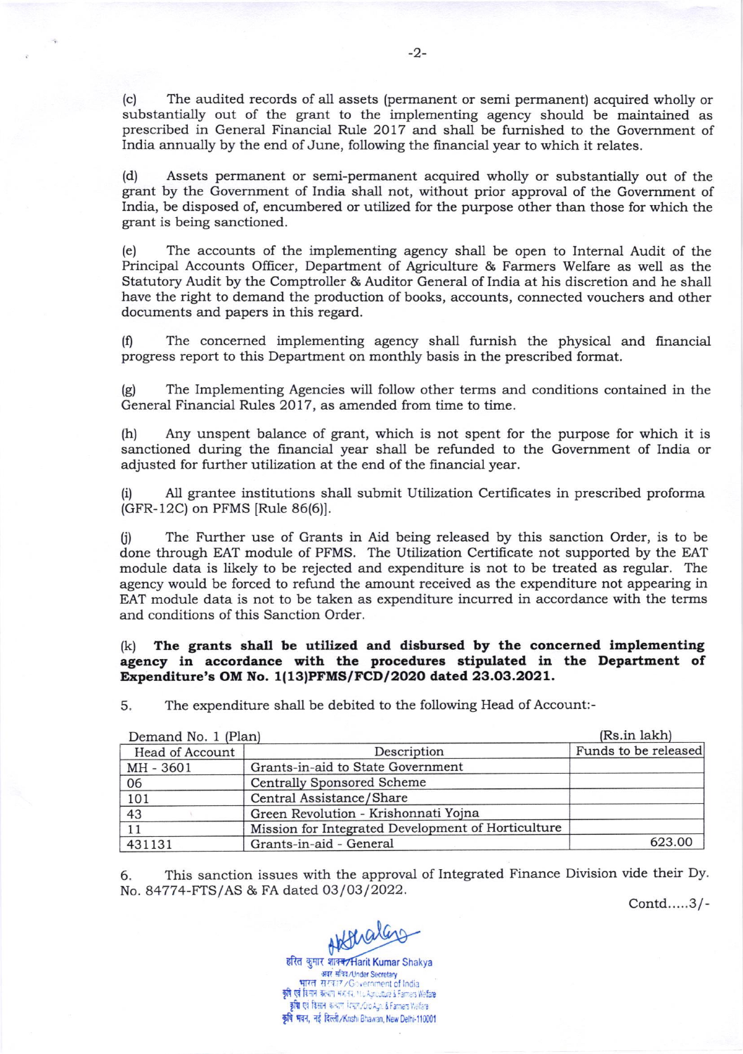(c) The audited records of all assets (permanent or semi permanent) acquired wholly or substantially out of the grant to the implementing agency should be maintained as prescribed in General Financial Rule 2017 and shall be furnished to the Government of India annually by the end of June, following the financial year to which it relates.

(d) Assets permanent or semi-permanent acquired wholly or substantially out of the grant by the Government of India shall not, without prior approval of the Government of India, be disposed of, encumbered or utilized for the purpose other than those for which the grant is being sanctioned.

(e) The accounts of the implementing agency shall be open to Internal Audit of the Principal Accounts Officer, Department of Agriculture & Farmers Welfare as well as the Statutory Audit by the Comptroller & Auditor General of India at his discretion and he shall have the right to demand the production of books, accounts, connected vouchers and other documents and papers in this regard.

(f) The concerned implementing agency shall furnish the physical and financial progress report to this Department on monthly basis in the prescribed format.

(g) The Implementing Agencies will follow other terms and conditions contained in the General Financial Rules 2017, as amended from time to time.

(h) Any unspent balance of grant, which is not spent for the purpose for which it is sanctioned during the financial year shall be refunded to the Government of India or adjusted for further utilization at the end of the financial year.

(i) All grantee institutions shall submit Utilization Certificates in prescribed proforma (GFR-12C) on PFMS [Rule 86(6)].

(j) The Further use of Grants in Aid being released by this sanction Order, is to be done through EAT module of PFMS. The Utilization Certificate not supported by the EAT module data is likely to be rejected and expenditure is not to be treated as regular. The agency would be forced to refund the amount received as the expenditure not appearing in EAT module data is not to be taken as expenditure incurred in accordance with the terms and conditions of this Sanction Order.

**(k) The grants shall be utilized and disbursed by the concerned implementing agency in accordance with the procedures stipulated in the Department of Expenditure's OM No. 1(13)PFMS/FCD/2020 dated 23.03.2021.**

5. The expenditure shall be debited to the following Head of Account:-

Demand No. 1 (Plan) (Rs.in lakh)

| Head of Account | Description | Funds to be released |
|---|---|---|
| MH - 3601 | Grants-in-aid to State Government | |
| 06 | Centrally Sponsored Scheme | |
| 101 | Central Assistance/Share | |
| 43 | Green Revolution - Krishonnati Yojna | |
| 11 | Mission for Integrated Development of Horticulture | |
| 431131 | Grants-in-aid - General | 623.00 |

6. This sanction issues with the approval of Integrated Finance Division vide their Dy. No. 84774-FTS/AS & FA dated 03/03/2022.

Contd.....3/-

हरित कुमार शाक्य/Harit Kumar Shakya
अवर सचिव/Under Secretary
भारत सरकार/Government of India
कृषि एवं किसान कल्याण मंत्रालय/Ministry of Agriculture & Farmers Welfare
कृषि एवं किसान कल्याण विभाग/Deptt. of Agri. & Farmers Welfare
कृषि भवन, नई दिल्ली/Krishi Bhawan, New Delhi-110001